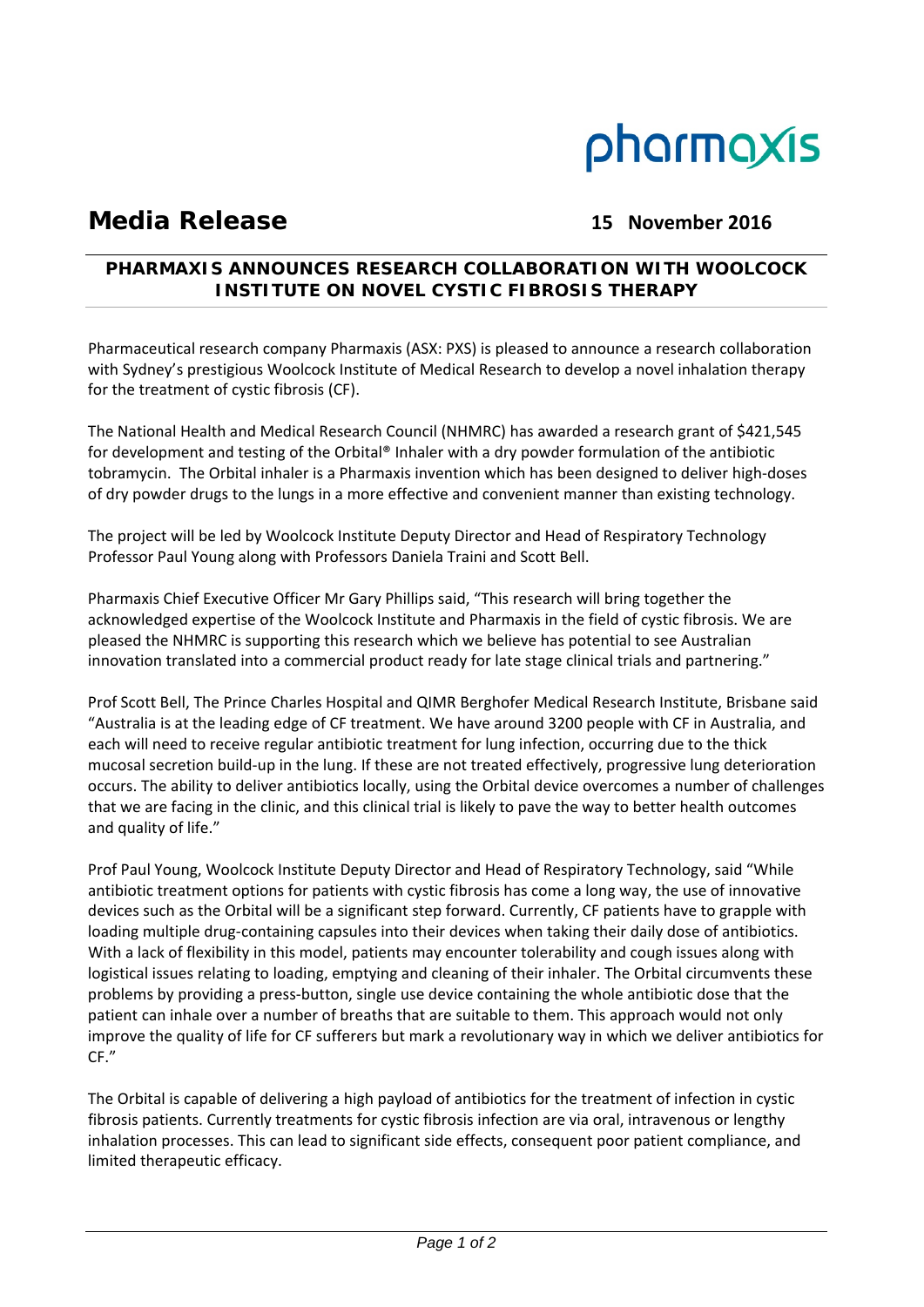pharmaxis

# Media Release

**15 November 2016**

## PHARMAXIS ANNOUNCES RESEARCH COLLABORATION WITH WOOLCOCK INSTITUTE ON NOVEL CYSTIC FIBROSIS THERAPY

Pharmaceutical research company Pharmaxis (ASX: PXS) is pleased to announce a research collaboration with Sydney's prestigious Woolcock Institute of Medical Research to develop a novel inhalation therapy for the treatment of cystic fibrosis (CF).

The National Health and Medical Research Council (NHMRC) has awarded a research grant of $421,545 for development and testing of the Orbital® Inhaler with a dry powder formulation of the antibiotic tobramycin. The Orbital inhaler is a Pharmaxis invention which has been designed to deliver high-doses of dry powder drugs to the lungs in a more effective and convenient manner than existing technology.

The project will be led by Woolcock Institute Deputy Director and Head of Respiratory Technology Professor Paul Young along with Professors Daniela Traini and Scott Bell.

Pharmaxis Chief Executive Officer Mr Gary Phillips said, "This research will bring together the acknowledged expertise of the Woolcock Institute and Pharmaxis in the field of cystic fibrosis. We are pleased the NHMRC is supporting this research which we believe has potential to see Australian innovation translated into a commercial product ready for late stage clinical trials and partnering."

Prof Scott Bell, The Prince Charles Hospital and QIMR Berghofer Medical Research Institute, Brisbane said "Australia is at the leading edge of CF treatment. We have around 3200 people with CF in Australia, and each will need to receive regular antibiotic treatment for lung infection, occurring due to the thick mucosal secretion build-up in the lung. If these are not treated effectively, progressive lung deterioration occurs. The ability to deliver antibiotics locally, using the Orbital device overcomes a number of challenges that we are facing in the clinic, and this clinical trial is likely to pave the way to better health outcomes and quality of life."

Prof Paul Young, Woolcock Institute Deputy Director and Head of Respiratory Technology, said "While antibiotic treatment options for patients with cystic fibrosis has come a long way, the use of innovative devices such as the Orbital will be a significant step forward. Currently, CF patients have to grapple with loading multiple drug-containing capsules into their devices when taking their daily dose of antibiotics. With a lack of flexibility in this model, patients may encounter tolerability and cough issues along with logistical issues relating to loading, emptying and cleaning of their inhaler. The Orbital circumvents these problems by providing a press-button, single use device containing the whole antibiotic dose that the patient can inhale over a number of breaths that are suitable to them. This approach would not only improve the quality of life for CF sufferers but mark a revolutionary way in which we deliver antibiotics for CF."

The Orbital is capable of delivering a high payload of antibiotics for the treatment of infection in cystic fibrosis patients. Currently treatments for cystic fibrosis infection are via oral, intravenous or lengthy inhalation processes. This can lead to significant side effects, consequent poor patient compliance, and limited therapeutic efficacy.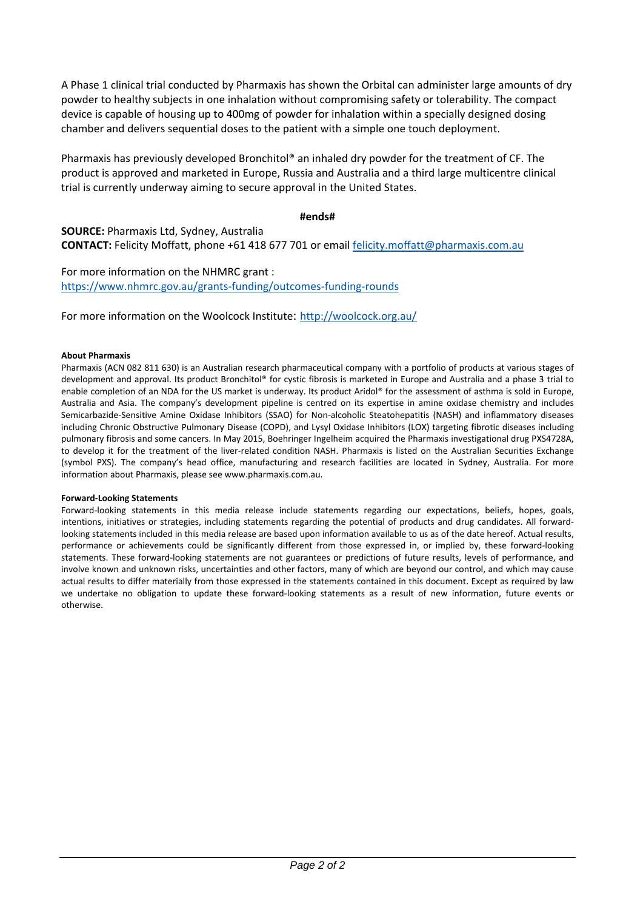A Phase 1 clinical trial conducted by Pharmaxis has shown the Orbital can administer large amounts of dry powder to healthy subjects in one inhalation without compromising safety or tolerability. The compact device is capable of housing up to 400mg of powder for inhalation within a specially designed dosing chamber and delivers sequential doses to the patient with a simple one touch deployment.

Pharmaxis has previously developed Bronchitol® an inhaled dry powder for the treatment of CF. The product is approved and marketed in Europe, Russia and Australia and a third large multicentre clinical trial is currently underway aiming to secure approval in the United States.

**#ends#**

**SOURCE:** Pharmaxis Ltd, Sydney, Australia
**CONTACT:** Felicity Moffatt, phone +61 418 677 701 or email felicity.moffatt@pharmaxis.com.au

For more information on the NHMRC grant :
https://www.nhmrc.gov.au/grants-funding/outcomes-funding-rounds

For more information on the Woolcock Institute: http://woolcock.org.au/

**About Pharmaxis**

Pharmaxis (ACN 082 811 630) is an Australian research pharmaceutical company with a portfolio of products at various stages of development and approval. Its product Bronchitol® for cystic fibrosis is marketed in Europe and Australia and a phase 3 trial to enable completion of an NDA for the US market is underway. Its product Aridol® for the assessment of asthma is sold in Europe, Australia and Asia. The company's development pipeline is centred on its expertise in amine oxidase chemistry and includes Semicarbazide-Sensitive Amine Oxidase Inhibitors (SSAO) for Non-alcoholic Steatohepatitis (NASH) and inflammatory diseases including Chronic Obstructive Pulmonary Disease (COPD), and Lysyl Oxidase Inhibitors (LOX) targeting fibrotic diseases including pulmonary fibrosis and some cancers. In May 2015, Boehringer Ingelheim acquired the Pharmaxis investigational drug PXS4728A, to develop it for the treatment of the liver-related condition NASH. Pharmaxis is listed on the Australian Securities Exchange (symbol PXS). The company's head office, manufacturing and research facilities are located in Sydney, Australia. For more information about Pharmaxis, please see www.pharmaxis.com.au.

**Forward-Looking Statements**

Forward-looking statements in this media release include statements regarding our expectations, beliefs, hopes, goals, intentions, initiatives or strategies, including statements regarding the potential of products and drug candidates. All forward-looking statements included in this media release are based upon information available to us as of the date hereof. Actual results, performance or achievements could be significantly different from those expressed in, or implied by, these forward-looking statements. These forward-looking statements are not guarantees or predictions of future results, levels of performance, and involve known and unknown risks, uncertainties and other factors, many of which are beyond our control, and which may cause actual results to differ materially from those expressed in the statements contained in this document. Except as required by law we undertake no obligation to update these forward-looking statements as a result of new information, future events or otherwise.